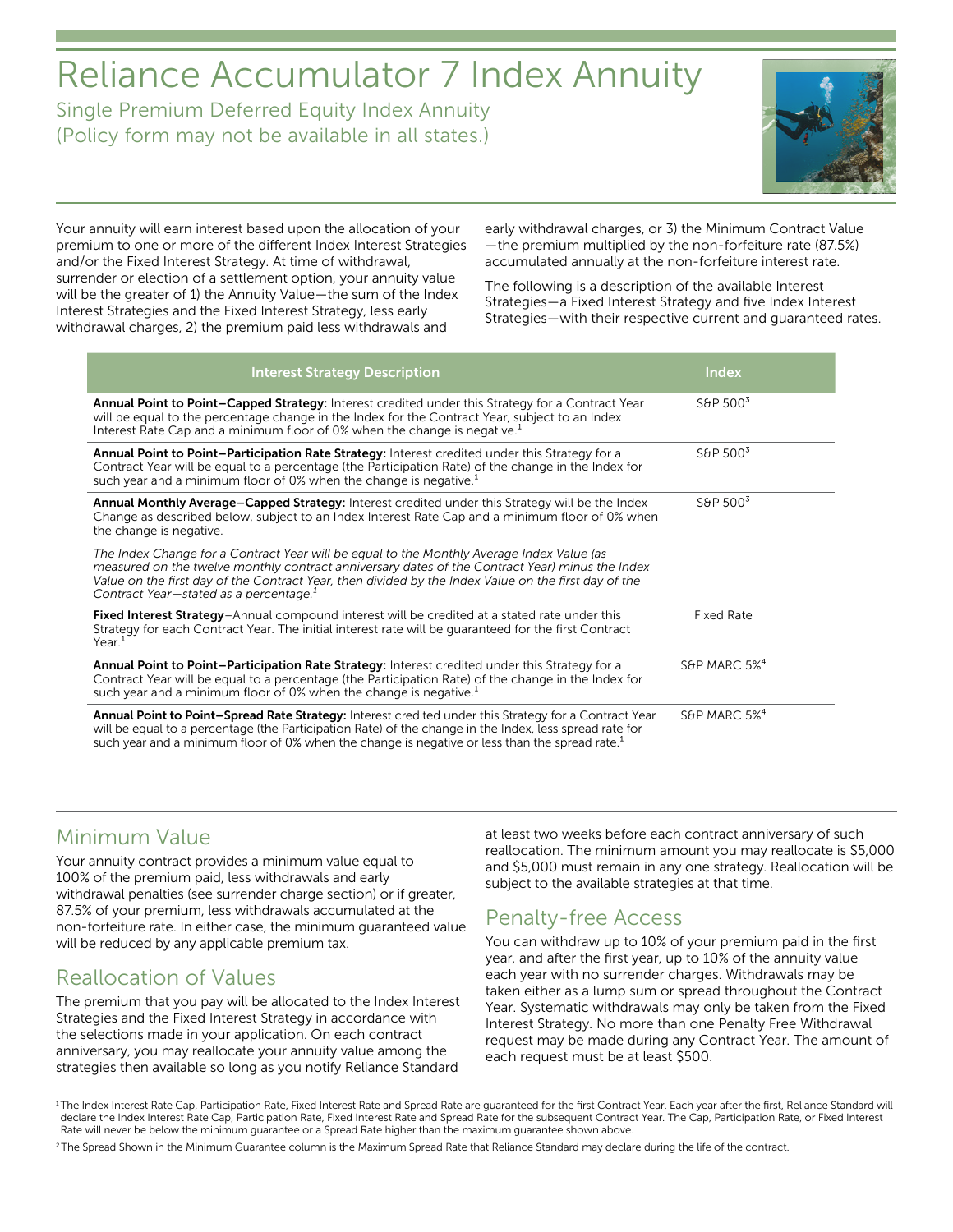# Reliance Accumulator 7 Index Annuity

Single Premium Deferred Equity Index Annuity
(Policy form may not be available in all states.)

Your annuity will earn interest based upon the allocation of your premium to one or more of the different Index Interest Strategies and/or the Fixed Interest Strategy. At time of withdrawal, surrender or election of a settlement option, your annuity value will be the greater of 1) the Annuity Value—the sum of the Index Interest Strategies and the Fixed Interest Strategy, less early withdrawal charges, 2) the premium paid less withdrawals and early withdrawal charges, or 3) the Minimum Contract Value—the premium multiplied by the non-forfeiture rate (87.5%) accumulated annually at the non-forfeiture interest rate.

The following is a description of the available Interest Strategies—a Fixed Interest Strategy and five Index Interest Strategies—with their respective current and guaranteed rates.

| Interest Strategy Description | Index |
| --- | --- |
| **Annual Point to Point–Capped Strategy:** Interest credited under this Strategy for a Contract Year will be equal to the percentage change in the Index for the Contract Year, subject to an Index Interest Rate Cap and a minimum floor of 0% when the change is negative.[1] | S&P 500[3] |
| **Annual Point to Point–Participation Rate Strategy:** Interest credited under this Strategy for a Contract Year will be equal to a percentage (the Participation Rate) of the change in the Index for such year and a minimum floor of 0% when the change is negative.[1] | S&P 500[3] |
| **Annual Monthly Average–Capped Strategy:** Interest credited under this Strategy will be the Index Change as described below, subject to an Index Interest Rate Cap and a minimum floor of 0% when the change is negative. *The Index Change for a Contract Year will be equal to the Monthly Average Index Value (as measured on the twelve monthly contract anniversary dates of the Contract Year) minus the Index Value on the first day of the Contract Year, then divided by the Index Value on the first day of the Contract Year—stated as a percentage.[1]* | S&P 500[3] |
| **Fixed Interest Strategy**–Annual compound interest will be credited at a stated rate under this Strategy for each Contract Year. The initial interest rate will be guaranteed for the first Contract Year.[1] | Fixed Rate |
| **Annual Point to Point–Participation Rate Strategy:** Interest credited under this Strategy for a Contract Year will be equal to a percentage (the Participation Rate) of the change in the Index for such year and a minimum floor of 0% when the change is negative.[1] | S&P MARC 5%[4] |
| **Annual Point to Point–Spread Rate Strategy:** Interest credited under this Strategy for a Contract Year will be equal to a percentage (the Participation Rate) of the change in the Index, less spread rate for such year and a minimum floor of 0% when the change is negative or less than the spread rate.[1] | S&P MARC 5%[4] |

## Minimum Value

Your annuity contract provides a minimum value equal to 100% of the premium paid, less withdrawals and early withdrawal penalties (see surrender charge section) or if greater, 87.5% of your premium, less withdrawals accumulated at the non-forfeiture rate. In either case, the minimum guaranteed value will be reduced by any applicable premium tax.

## Reallocation of Values

The premium that you pay will be allocated to the Index Interest Strategies and the Fixed Interest Strategy in accordance with the selections made in your application. On each contract anniversary, you may reallocate your annuity value among the strategies then available so long as you notify Reliance Standard at least two weeks before each contract anniversary of such reallocation. The minimum amount you may reallocate is $5,000 and $5,000 must remain in any one strategy. Reallocation will be subject to the available strategies at that time.

## Penalty-free Access

You can withdraw up to 10% of your premium paid in the first year, and after the first year, up to 10% of the annuity value each year with no surrender charges. Withdrawals may be taken either as a lump sum or spread throughout the Contract Year. Systematic withdrawals may only be taken from the Fixed Interest Strategy. No more than one Penalty Free Withdrawal request may be made during any Contract Year. The amount of each request must be at least $500.

[1] The Index Interest Rate Cap, Participation Rate, Fixed Interest Rate and Spread Rate are guaranteed for the first Contract Year. Each year after the first, Reliance Standard will declare the Index Interest Rate Cap, Participation Rate, Fixed Interest Rate and Spread Rate for the subsequent Contract Year. The Cap, Participation Rate, or Fixed Interest Rate will never be below the minimum guarantee or a Spread Rate higher than the maximum guarantee shown above.

[2] The Spread Shown in the Minimum Guarantee column is the Maximum Spread Rate that Reliance Standard may declare during the life of the contract.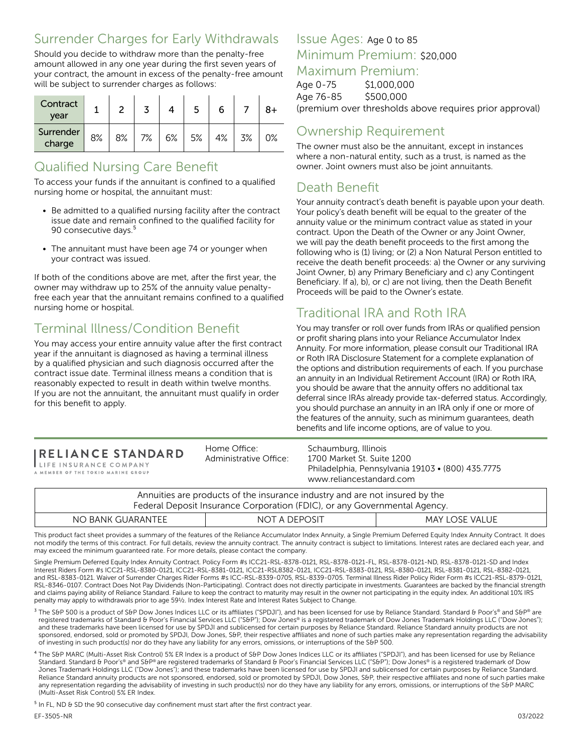## Surrender Charges for Early Withdrawals

Should you decide to withdraw more than the penalty-free amount allowed in any one year during the first seven years of your contract, the amount in excess of the penalty-free amount will be subject to surrender charges as follows:

| Contract year | 1 | 2 | 3 | 4 | 5 | 6 | 7 | 8+ |
|---|---|---|---|---|---|---|---|---|
| Surrender charge | 8% | 8% | 7% | 6% | 5% | 4% | 3% | 0% |

## Qualified Nursing Care Benefit

To access your funds if the annuitant is confined to a qualified nursing home or hospital, the annuitant must:

- Be admitted to a qualified nursing facility after the contract issue date and remain confined to the qualified facility for 90 consecutive days.[5]
- The annuitant must have been age 74 or younger when your contract was issued.

If both of the conditions above are met, after the first year, the owner may withdraw up to 25% of the annuity value penalty-free each year that the annuitant remains confined to a qualified nursing home or hospital.

## Terminal Illness/Condition Benefit

You may access your entire annuity value after the first contract year if the annuitant is diagnosed as having a terminal illness by a qualified physician and such diagnosis occurred after the contract issue date. Terminal illness means a condition that is reasonably expected to result in death within twelve months. If you are not the annuitant, the annuitant must qualify in order for this benefit to apply.

## Issue Ages: Age 0 to 85

## Minimum Premium: $20,000

## Maximum Premium:

Age 0-75 $1,000,000
Age 76-85 $500,000
(premium over thresholds above requires prior approval)

## Ownership Requirement

The owner must also be the annuitant, except in instances where a non-natural entity, such as a trust, is named as the owner. Joint owners must also be joint annuitants.

## Death Benefit

Your annuity contract's death benefit is payable upon your death. Your policy's death benefit will be equal to the greater of the annuity value or the minimum contract value as stated in your contract. Upon the Death of the Owner or any Joint Owner, we will pay the death benefit proceeds to the first among the following who is (1) living; or (2) a Non Natural Person entitled to receive the death benefit proceeds: a) the Owner or any surviving Joint Owner, b) any Primary Beneficiary and c) any Contingent Beneficiary. If a), b), or c) are not living, then the Death Benefit Proceeds will be paid to the Owner's estate.

## Traditional IRA and Roth IRA

You may transfer or roll over funds from IRAs or qualified pension or profit sharing plans into your Reliance Accumulator Index Annuity. For more information, please consult our Traditional IRA or Roth IRA Disclosure Statement for a complete explanation of the options and distribution requirements of each. If you purchase an annuity in an Individual Retirement Account (IRA) or Roth IRA, you should be aware that the annuity offers no additional tax deferral since IRAs already provide tax-deferred status. Accordingly, you should purchase an annuity in an IRA only if one or more of the features of the annuity, such as minimum guarantees, death benefits and life income options, are of value to you.

RELIANCE STANDARD
LIFE INSURANCE COMPANY
A MEMBER OF THE TOKIO MARINE GROUP

Home Office: Schaumburg, Illinois
Administrative Office: 1700 Market St. Suite 1200
Philadelphia, Pennsylvania 19103 • (800) 435.7775
www.reliancestandard.com

| Annuities are products of the insurance industry and are not insured by the Federal Deposit Insurance Corporation (FDIC), or any Governmental Agency. | | |
|---|---|---|
| NO BANK GUARANTEE | NOT A DEPOSIT | MAY LOSE VALUE |

This product fact sheet provides a summary of the features of the Reliance Accumulator Index Annuity, a Single Premium Deferred Equity Index Annuity Contract. It does not modify the terms of this contract. For full details, review the annuity contract. The annuity contract is subject to limitations. Interest rates are declared each year, and may exceed the minimum guaranteed rate. For more details, please contact the company.

Single Premium Deferred Equity Index Annuity Contract. Policy Form #s ICC21-RSL-8378-0121, RSL-8378-0121-FL, RSL-8378-0121-ND, RSL-8378-0121-SD and Index Interest Riders Form #s ICC21-RSL-8380-0121, ICC21-RSL-8381-0121, ICC21-RSL8382-0121, ICC21-RSL-8383-0121, RSL-8380-0121, RSL-8381-0121, RSL-8382-0121, and RSL-8383-0121. Waiver of Surrender Charges Rider Forms #s ICC-RSL-8339-0705, RSL-8339-0705. Terminal Illness Rider Policy Rider Form #s ICC21-RSL-8379-0121, RSL-8346-0107. Contract Does Not Pay Dividends (Non-Participating). Contract does not directly participate in investments. Guarantees are backed by the financial strength and claims paying ability of Reliance Standard. Failure to keep the contract to maturity may result in the owner not participating in the equity index. An additional 10% IRS penalty may apply to withdrawals prior to age 59½. Index Interest Rate and Interest Rates Subject to Change.

[3] The S&P 500 is a product of S&P Dow Jones Indices LLC or its affiliates ("SPDJI"), and has been licensed for use by Reliance Standard. Standard & Poor's® and S&P® are registered trademarks of Standard & Poor's Financial Services LLC ("S&P"); Dow Jones® is a registered trademark of Dow Jones Trademark Holdings LLC ("Dow Jones"); and these trademarks have been licensed for use by SPDJI and sublicensed for certain purposes by Reliance Standard. Reliance Standard annuity products are not sponsored, endorsed, sold or promoted by SPDJI, Dow Jones, S&P, their respective affiliates and none of such parties make any representation regarding the advisability of investing in such product(s) nor do they have any liability for any errors, omissions, or interruptions of the S&P 500.

[4] The S&P MARC (Multi-Asset Risk Control) 5% ER Index is a product of S&P Dow Jones Indices LLC or its affiliates ("SPDJI"), and has been licensed for use by Reliance Standard. Standard & Poor's® and S&P® are registered trademarks of Standard & Poor's Financial Services LLC ("S&P"); Dow Jones® is a registered trademark of Dow Jones Trademark Holdings LLC ("Dow Jones"); and these trademarks have been licensed for use by SPDJI and sublicensed for certain purposes by Reliance Standard. Reliance Standard annuity products are not sponsored, endorsed, sold or promoted by SPDJI, Dow Jones, S&P, their respective affiliates and none of such parties make any representation regarding the advisability of investing in such product(s) nor do they have any liability for any errors, omissions, or interruptions of the S&P MARC (Multi-Asset Risk Control) 5% ER Index.

[5] In FL, ND & SD the 90 consecutive day confinement must start after the first contract year.

EF-3505-NR 03/2022